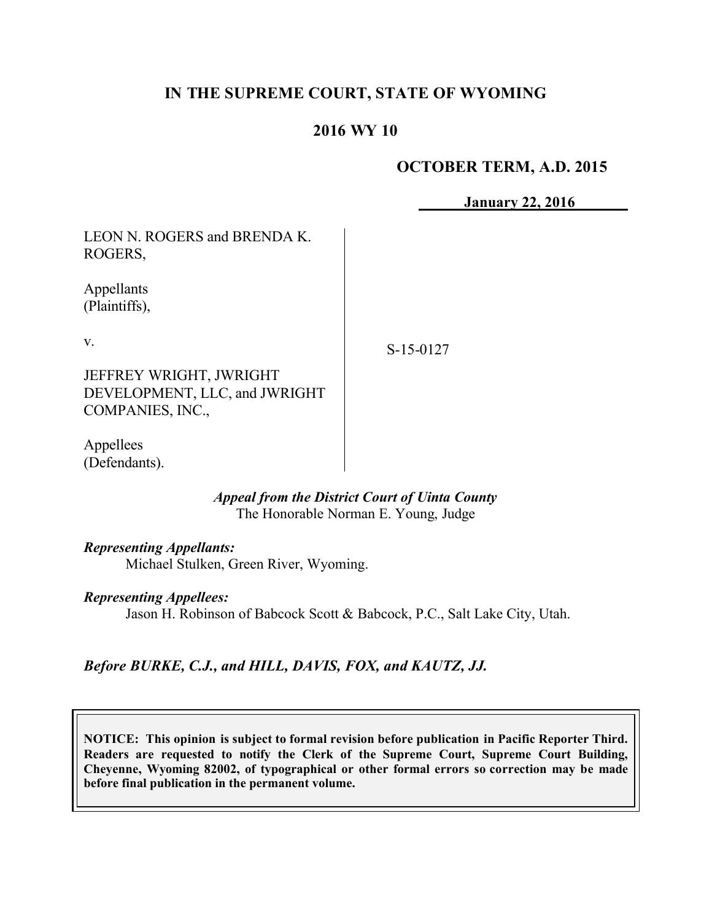**IN THE SUPREME COURT, STATE OF WYOMING**

**2016 WY 10**

**OCTOBER TERM, A.D. 2015**

**January 22, 2016**

| | |
|---|---|
| LEON N. ROGERS and BRENDA K. ROGERS,<br><br>Appellants (Plaintiffs),<br><br>v.<br><br>JEFFREY WRIGHT, JWRIGHT DEVELOPMENT, LLC, and JWRIGHT COMPANIES, INC.,<br><br>Appellees (Defendants). | S-15-0127 |

*Appeal from the District Court of Uinta County*
The Honorable Norman E. Young, Judge

***Representing Appellants:***
Michael Stulken, Green River, Wyoming.

***Representing Appellees:***
Jason H. Robinson of Babcock Scott & Babcock, P.C., Salt Lake City, Utah.

***Before BURKE, C.J., and HILL, DAVIS, FOX, and KAUTZ, JJ.***

**NOTICE: This opinion is subject to formal revision before publication in Pacific Reporter Third. Readers are requested to notify the Clerk of the Supreme Court, Supreme Court Building, Cheyenne, Wyoming 82002, of typographical or other formal errors so correction may be made before final publication in the permanent volume.**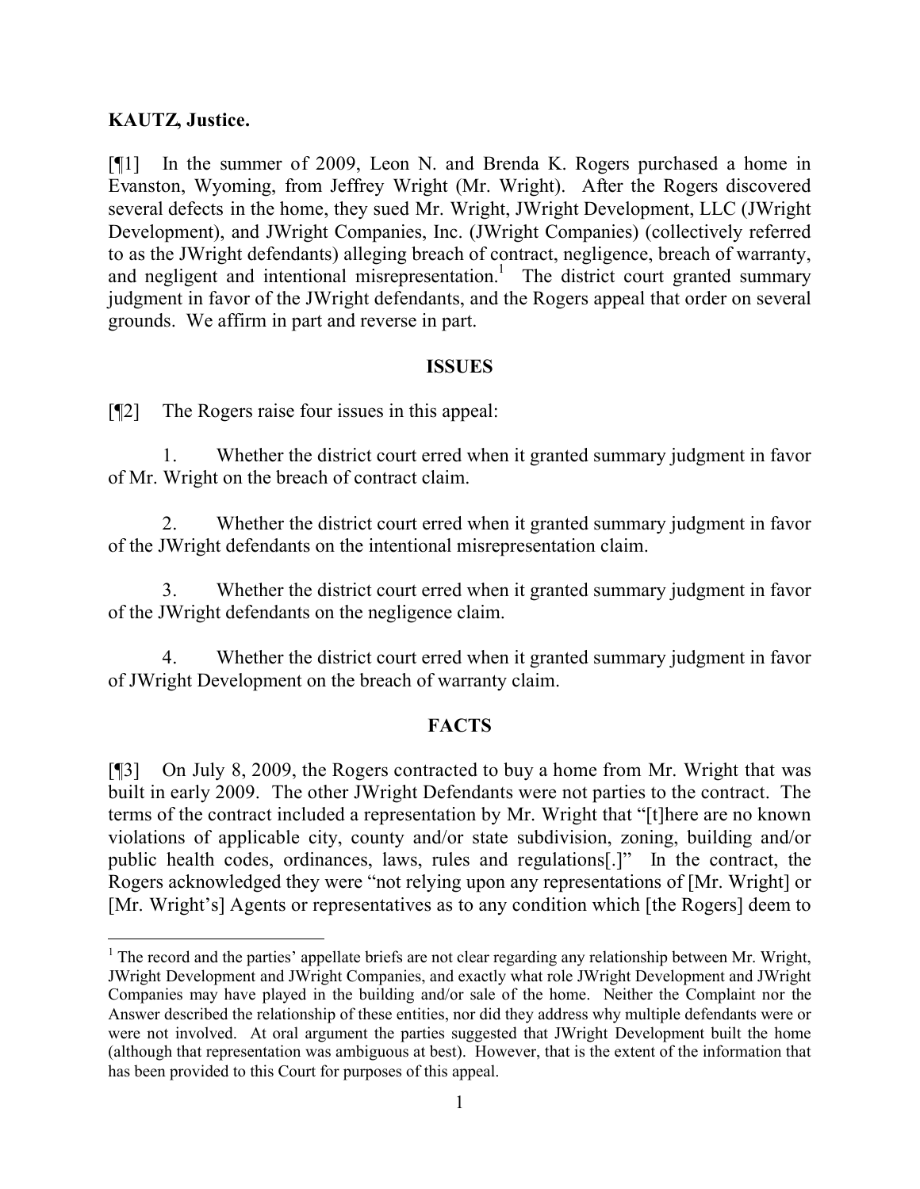**KAUTZ, Justice.**

[¶1] In the summer of 2009, Leon N. and Brenda K. Rogers purchased a home in Evanston, Wyoming, from Jeffrey Wright (Mr. Wright). After the Rogers discovered several defects in the home, they sued Mr. Wright, JWright Development, LLC (JWright Development), and JWright Companies, Inc. (JWright Companies) (collectively referred to as the JWright defendants) alleging breach of contract, negligence, breach of warranty, and negligent and intentional misrepresentation.[1] The district court granted summary judgment in favor of the JWright defendants, and the Rogers appeal that order on several grounds. We affirm in part and reverse in part.

## ISSUES

[¶2] The Rogers raise four issues in this appeal:

1. Whether the district court erred when it granted summary judgment in favor of Mr. Wright on the breach of contract claim.

2. Whether the district court erred when it granted summary judgment in favor of the JWright defendants on the intentional misrepresentation claim.

3. Whether the district court erred when it granted summary judgment in favor of the JWright defendants on the negligence claim.

4. Whether the district court erred when it granted summary judgment in favor of JWright Development on the breach of warranty claim.

## FACTS

[¶3] On July 8, 2009, the Rogers contracted to buy a home from Mr. Wright that was built in early 2009. The other JWright Defendants were not parties to the contract. The terms of the contract included a representation by Mr. Wright that "[t]here are no known violations of applicable city, county and/or state subdivision, zoning, building and/or public health codes, ordinances, laws, rules and regulations[.]" In the contract, the Rogers acknowledged they were "not relying upon any representations of [Mr. Wright] or [Mr. Wright's] Agents or representatives as to any condition which [the Rogers] deem to

---

[1] The record and the parties' appellate briefs are not clear regarding any relationship between Mr. Wright, JWright Development and JWright Companies, and exactly what role JWright Development and JWright Companies may have played in the building and/or sale of the home. Neither the Complaint nor the Answer described the relationship of these entities, nor did they address why multiple defendants were or were not involved. At oral argument the parties suggested that JWright Development built the home (although that representation was ambiguous at best). However, that is the extent of the information that has been provided to this Court for purposes of this appeal.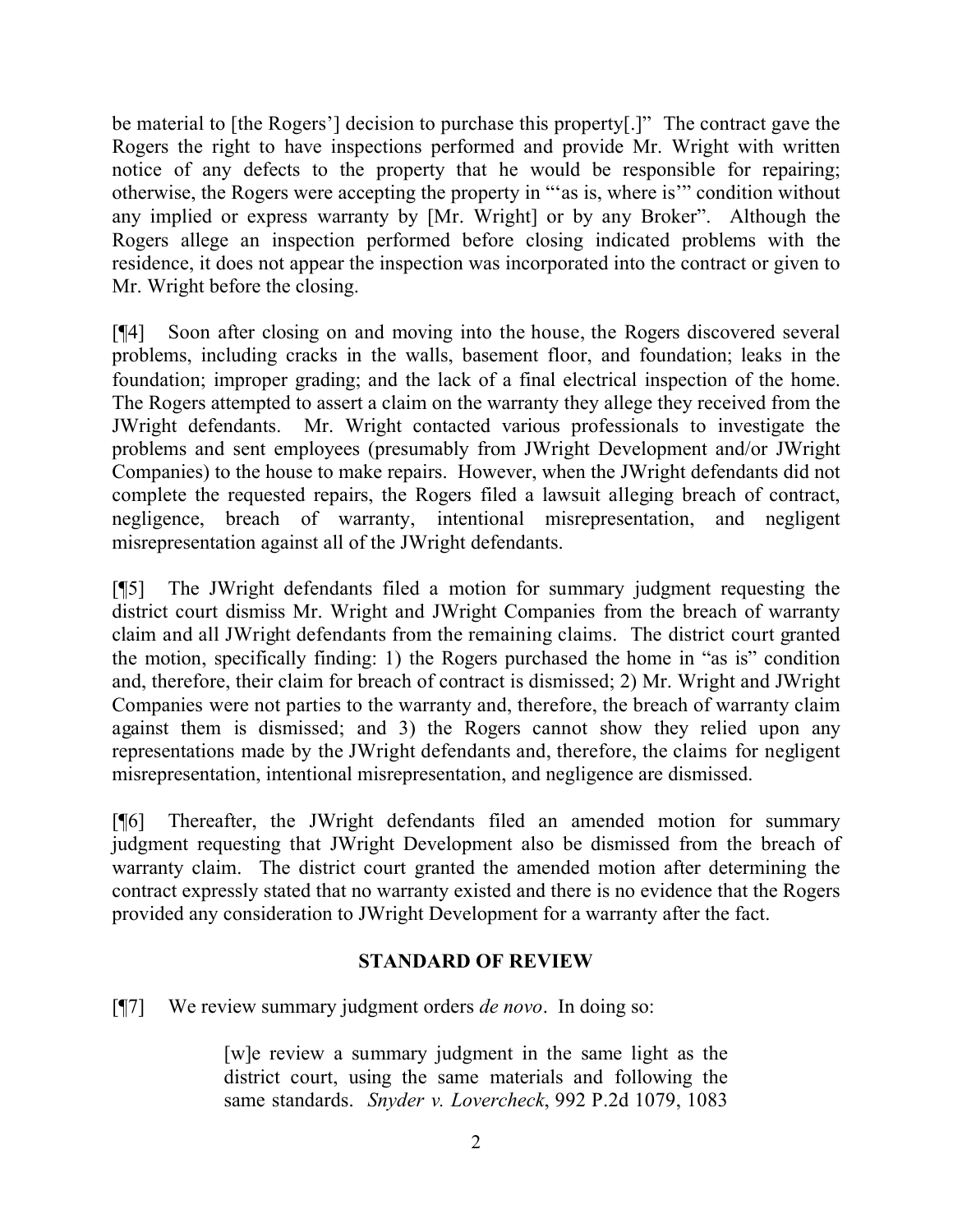be material to [the Rogers'] decision to purchase this property[.]" The contract gave the Rogers the right to have inspections performed and provide Mr. Wright with written notice of any defects to the property that he would be responsible for repairing; otherwise, the Rogers were accepting the property in "'as is, where is'" condition without any implied or express warranty by [Mr. Wright] or by any Broker". Although the Rogers allege an inspection performed before closing indicated problems with the residence, it does not appear the inspection was incorporated into the contract or given to Mr. Wright before the closing.

[¶4] Soon after closing on and moving into the house, the Rogers discovered several problems, including cracks in the walls, basement floor, and foundation; leaks in the foundation; improper grading; and the lack of a final electrical inspection of the home. The Rogers attempted to assert a claim on the warranty they allege they received from the JWright defendants. Mr. Wright contacted various professionals to investigate the problems and sent employees (presumably from JWright Development and/or JWright Companies) to the house to make repairs. However, when the JWright defendants did not complete the requested repairs, the Rogers filed a lawsuit alleging breach of contract, negligence, breach of warranty, intentional misrepresentation, and negligent misrepresentation against all of the JWright defendants.

[¶5] The JWright defendants filed a motion for summary judgment requesting the district court dismiss Mr. Wright and JWright Companies from the breach of warranty claim and all JWright defendants from the remaining claims. The district court granted the motion, specifically finding: 1) the Rogers purchased the home in "as is" condition and, therefore, their claim for breach of contract is dismissed; 2) Mr. Wright and JWright Companies were not parties to the warranty and, therefore, the breach of warranty claim against them is dismissed; and 3) the Rogers cannot show they relied upon any representations made by the JWright defendants and, therefore, the claims for negligent misrepresentation, intentional misrepresentation, and negligence are dismissed.

[¶6] Thereafter, the JWright defendants filed an amended motion for summary judgment requesting that JWright Development also be dismissed from the breach of warranty claim. The district court granted the amended motion after determining the contract expressly stated that no warranty existed and there is no evidence that the Rogers provided any consideration to JWright Development for a warranty after the fact.

## STANDARD OF REVIEW

[¶7] We review summary judgment orders *de novo*. In doing so:

> [w]e review a summary judgment in the same light as the district court, using the same materials and following the same standards. *Snyder v. Lovercheck*, 992 P.2d 1079, 1083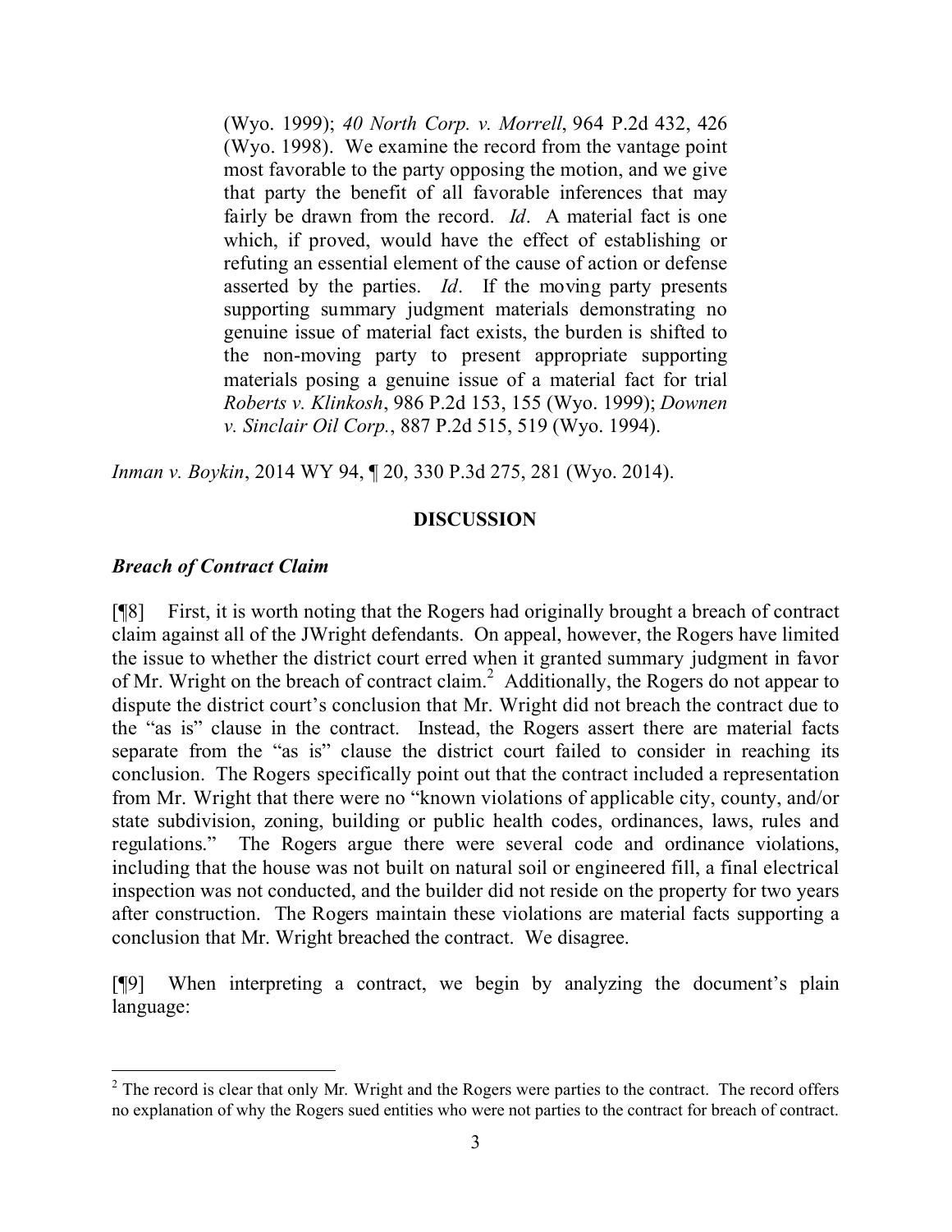> (Wyo. 1999); *40 North Corp. v. Morrell*, 964 P.2d 432, 426 (Wyo. 1998). We examine the record from the vantage point most favorable to the party opposing the motion, and we give that party the benefit of all favorable inferences that may fairly be drawn from the record. *Id*. A material fact is one which, if proved, would have the effect of establishing or refuting an essential element of the cause of action or defense asserted by the parties. *Id*. If the moving party presents supporting summary judgment materials demonstrating no genuine issue of material fact exists, the burden is shifted to the non-moving party to present appropriate supporting materials posing a genuine issue of a material fact for trial *Roberts v. Klinkosh*, 986 P.2d 153, 155 (Wyo. 1999); *Downen v. Sinclair Oil Corp.*, 887 P.2d 515, 519 (Wyo. 1994).

*Inman v. Boykin*, 2014 WY 94, ¶ 20, 330 P.3d 275, 281 (Wyo. 2014).

## DISCUSSION

### *Breach of Contract Claim*

[¶8] First, it is worth noting that the Rogers had originally brought a breach of contract claim against all of the JWright defendants. On appeal, however, the Rogers have limited the issue to whether the district court erred when it granted summary judgment in favor of Mr. Wright on the breach of contract claim.[2] Additionally, the Rogers do not appear to dispute the district court's conclusion that Mr. Wright did not breach the contract due to the "as is" clause in the contract. Instead, the Rogers assert there are material facts separate from the "as is" clause the district court failed to consider in reaching its conclusion. The Rogers specifically point out that the contract included a representation from Mr. Wright that there were no "known violations of applicable city, county, and/or state subdivision, zoning, building or public health codes, ordinances, laws, rules and regulations." The Rogers argue there were several code and ordinance violations, including that the house was not built on natural soil or engineered fill, a final electrical inspection was not conducted, and the builder did not reside on the property for two years after construction. The Rogers maintain these violations are material facts supporting a conclusion that Mr. Wright breached the contract. We disagree.

[¶9] When interpreting a contract, we begin by analyzing the document's plain language:

---

[2] The record is clear that only Mr. Wright and the Rogers were parties to the contract. The record offers no explanation of why the Rogers sued entities who were not parties to the contract for breach of contract.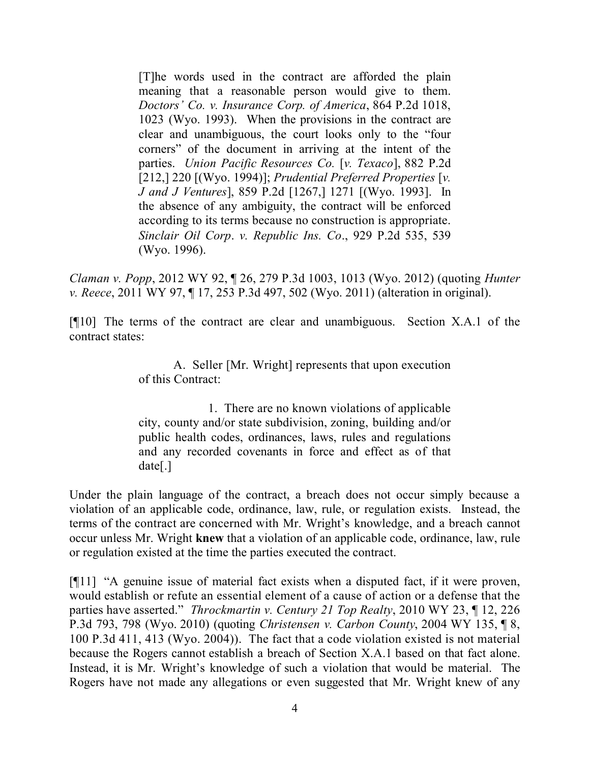> [T]he words used in the contract are afforded the plain meaning that a reasonable person would give to them. *Doctors' Co. v. Insurance Corp. of America*, 864 P.2d 1018, 1023 (Wyo. 1993). When the provisions in the contract are clear and unambiguous, the court looks only to the "four corners" of the document in arriving at the intent of the parties. *Union Pacific Resources Co.* [*v. Texaco*], 882 P.2d [212,] 220 [(Wyo. 1994)]; *Prudential Preferred Properties* [*v. J and J Ventures*], 859 P.2d [1267,] 1271 [(Wyo. 1993]. In the absence of any ambiguity, the contract will be enforced according to its terms because no construction is appropriate. *Sinclair Oil Corp. v. Republic Ins. Co*., 929 P.2d 535, 539 (Wyo. 1996).

*Claman v. Popp*, 2012 WY 92, ¶ 26, 279 P.3d 1003, 1013 (Wyo. 2012) (quoting *Hunter v. Reece*, 2011 WY 97, ¶ 17, 253 P.3d 497, 502 (Wyo. 2011) (alteration in original).

[¶10] The terms of the contract are clear and unambiguous. Section X.A.1 of the contract states:

> A. Seller [Mr. Wright] represents that upon execution of this Contract:
>
> 1. There are no known violations of applicable city, county and/or state subdivision, zoning, building and/or public health codes, ordinances, laws, rules and regulations and any recorded covenants in force and effect as of that date[.]

Under the plain language of the contract, a breach does not occur simply because a violation of an applicable code, ordinance, law, rule, or regulation exists. Instead, the terms of the contract are concerned with Mr. Wright's knowledge, and a breach cannot occur unless Mr. Wright **knew** that a violation of an applicable code, ordinance, law, rule or regulation existed at the time the parties executed the contract.

[¶11] "A genuine issue of material fact exists when a disputed fact, if it were proven, would establish or refute an essential element of a cause of action or a defense that the parties have asserted." *Throckmartin v. Century 21 Top Realty*, 2010 WY 23, ¶ 12, 226 P.3d 793, 798 (Wyo. 2010) (quoting *Christensen v. Carbon County*, 2004 WY 135, ¶ 8, 100 P.3d 411, 413 (Wyo. 2004)). The fact that a code violation existed is not material because the Rogers cannot establish a breach of Section X.A.1 based on that fact alone. Instead, it is Mr. Wright's knowledge of such a violation that would be material. The Rogers have not made any allegations or even suggested that Mr. Wright knew of any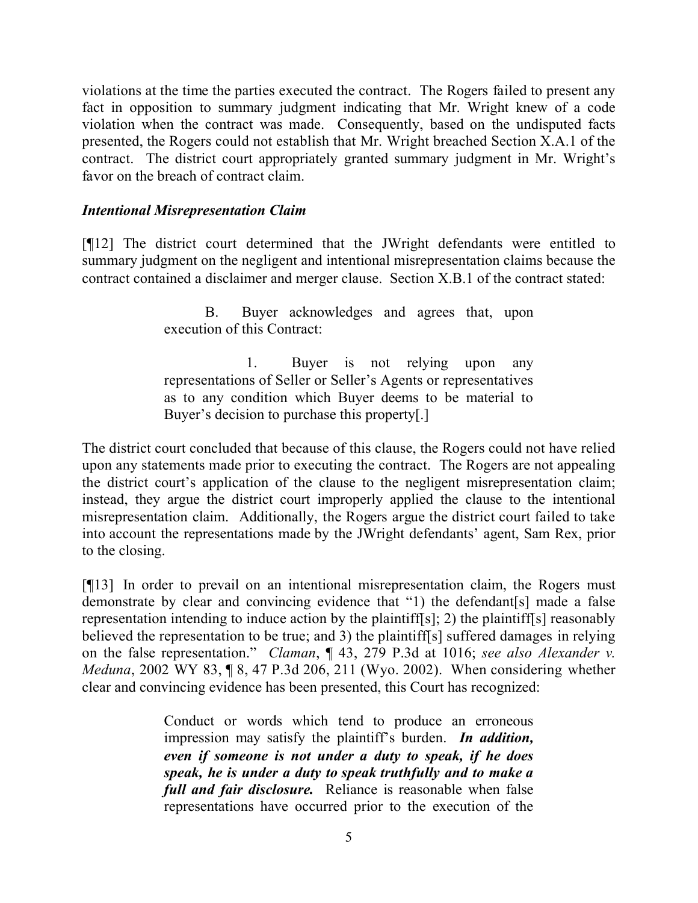violations at the time the parties executed the contract. The Rogers failed to present any fact in opposition to summary judgment indicating that Mr. Wright knew of a code violation when the contract was made. Consequently, based on the undisputed facts presented, the Rogers could not establish that Mr. Wright breached Section X.A.1 of the contract. The district court appropriately granted summary judgment in Mr. Wright's favor on the breach of contract claim.

***Intentional Misrepresentation Claim***

[¶12] The district court determined that the JWright defendants were entitled to summary judgment on the negligent and intentional misrepresentation claims because the contract contained a disclaimer and merger clause. Section X.B.1 of the contract stated:

> B. Buyer acknowledges and agrees that, upon execution of this Contract:
>
> 1. Buyer is not relying upon any representations of Seller or Seller's Agents or representatives as to any condition which Buyer deems to be material to Buyer's decision to purchase this property[.]

The district court concluded that because of this clause, the Rogers could not have relied upon any statements made prior to executing the contract. The Rogers are not appealing the district court's application of the clause to the negligent misrepresentation claim; instead, they argue the district court improperly applied the clause to the intentional misrepresentation claim. Additionally, the Rogers argue the district court failed to take into account the representations made by the JWright defendants' agent, Sam Rex, prior to the closing.

[¶13] In order to prevail on an intentional misrepresentation claim, the Rogers must demonstrate by clear and convincing evidence that "1) the defendant[s] made a false representation intending to induce action by the plaintiff[s]; 2) the plaintiff[s] reasonably believed the representation to be true; and 3) the plaintiff[s] suffered damages in relying on the false representation." *Claman*, ¶ 43, 279 P.3d at 1016; *see also Alexander v. Meduna*, 2002 WY 83, ¶ 8, 47 P.3d 206, 211 (Wyo. 2002). When considering whether clear and convincing evidence has been presented, this Court has recognized:

> Conduct or words which tend to produce an erroneous impression may satisfy the plaintiff's burden. ***In addition, even if someone is not under a duty to speak, if he does speak, he is under a duty to speak truthfully and to make a full and fair disclosure.*** Reliance is reasonable when false representations have occurred prior to the execution of the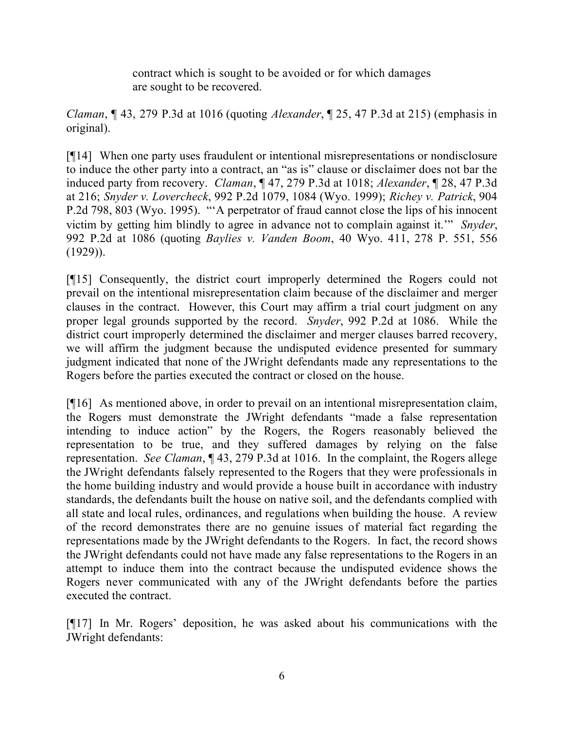> contract which is sought to be avoided or for which damages are sought to be recovered.

*Claman*, ¶ 43, 279 P.3d at 1016 (quoting *Alexander*, ¶ 25, 47 P.3d at 215) (emphasis in original).

[¶14] When one party uses fraudulent or intentional misrepresentations or nondisclosure to induce the other party into a contract, an "as is" clause or disclaimer does not bar the induced party from recovery. *Claman*, ¶ 47, 279 P.3d at 1018; *Alexander*, ¶ 28, 47 P.3d at 216; *Snyder v. Lovercheck*, 992 P.2d 1079, 1084 (Wyo. 1999); *Richey v. Patrick*, 904 P.2d 798, 803 (Wyo. 1995). "'A perpetrator of fraud cannot close the lips of his innocent victim by getting him blindly to agree in advance not to complain against it.'" *Snyder*, 992 P.2d at 1086 (quoting *Baylies v. Vanden Boom*, 40 Wyo. 411, 278 P. 551, 556 (1929)).

[¶15] Consequently, the district court improperly determined the Rogers could not prevail on the intentional misrepresentation claim because of the disclaimer and merger clauses in the contract. However, this Court may affirm a trial court judgment on any proper legal grounds supported by the record. *Snyder*, 992 P.2d at 1086. While the district court improperly determined the disclaimer and merger clauses barred recovery, we will affirm the judgment because the undisputed evidence presented for summary judgment indicated that none of the JWright defendants made any representations to the Rogers before the parties executed the contract or closed on the house.

[¶16] As mentioned above, in order to prevail on an intentional misrepresentation claim, the Rogers must demonstrate the JWright defendants "made a false representation intending to induce action" by the Rogers, the Rogers reasonably believed the representation to be true, and they suffered damages by relying on the false representation. *See Claman*, ¶ 43, 279 P.3d at 1016. In the complaint, the Rogers allege the JWright defendants falsely represented to the Rogers that they were professionals in the home building industry and would provide a house built in accordance with industry standards, the defendants built the house on native soil, and the defendants complied with all state and local rules, ordinances, and regulations when building the house. A review of the record demonstrates there are no genuine issues of material fact regarding the representations made by the JWright defendants to the Rogers. In fact, the record shows the JWright defendants could not have made any false representations to the Rogers in an attempt to induce them into the contract because the undisputed evidence shows the Rogers never communicated with any of the JWright defendants before the parties executed the contract.

[¶17] In Mr. Rogers' deposition, he was asked about his communications with the JWright defendants: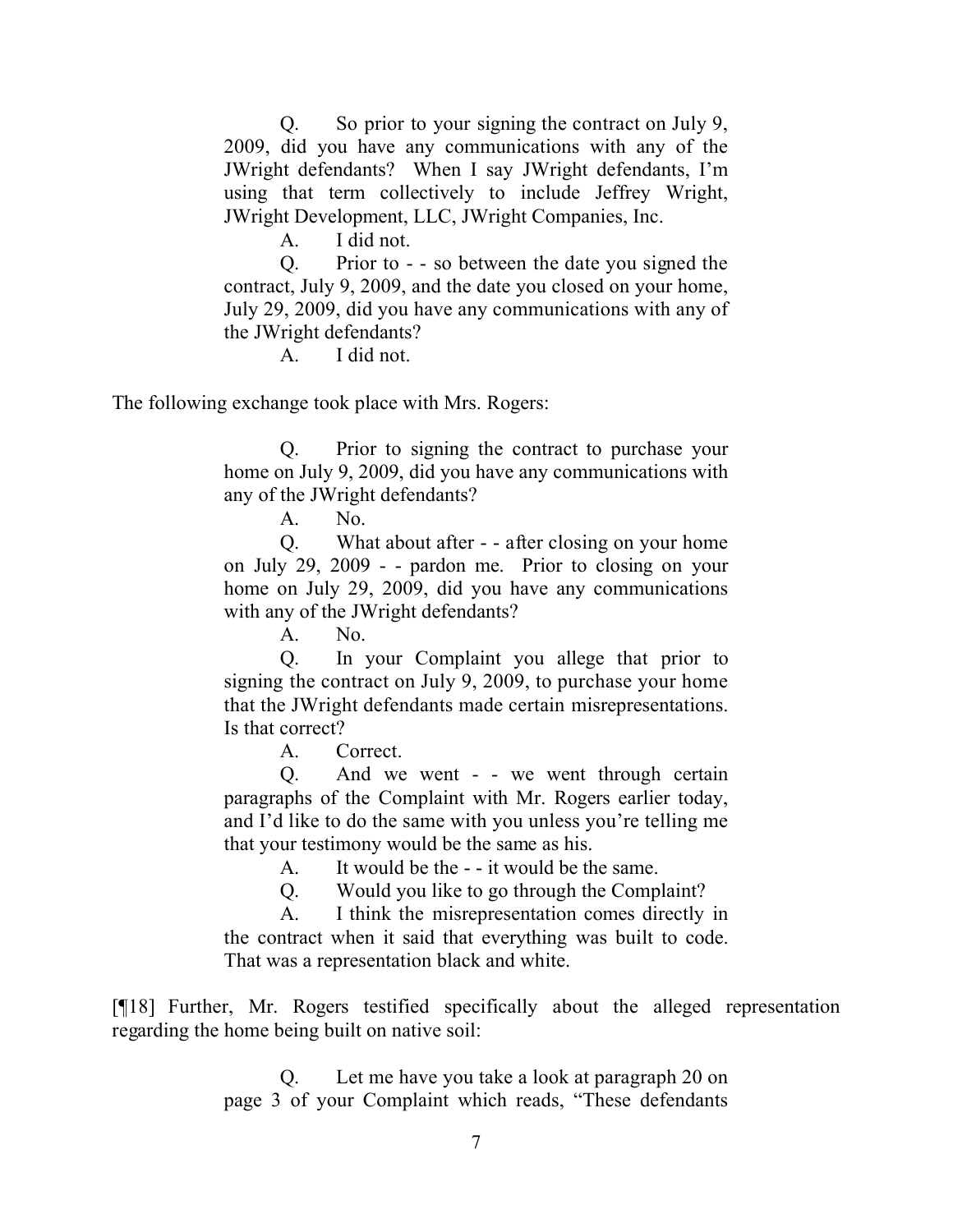> Q. So prior to your signing the contract on July 9, 2009, did you have any communications with any of the JWright defendants? When I say JWright defendants, I'm using that term collectively to include Jeffrey Wright, JWright Development, LLC, JWright Companies, Inc.
>
> A. I did not.
>
> Q. Prior to - - so between the date you signed the contract, July 9, 2009, and the date you closed on your home, July 29, 2009, did you have any communications with any of the JWright defendants?
>
> A. I did not.

The following exchange took place with Mrs. Rogers:

> Q. Prior to signing the contract to purchase your home on July 9, 2009, did you have any communications with any of the JWright defendants?
>
> A. No.
>
> Q. What about after - - after closing on your home on July 29, 2009 - - pardon me. Prior to closing on your home on July 29, 2009, did you have any communications with any of the JWright defendants?
>
> A. No.
>
> Q. In your Complaint you allege that prior to signing the contract on July 9, 2009, to purchase your home that the JWright defendants made certain misrepresentations. Is that correct?
>
> A. Correct.
>
> Q. And we went - - we went through certain paragraphs of the Complaint with Mr. Rogers earlier today, and I'd like to do the same with you unless you're telling me that your testimony would be the same as his.
>
> A. It would be the - - it would be the same.
>
> Q. Would you like to go through the Complaint?
>
> A. I think the misrepresentation comes directly in the contract when it said that everything was built to code. That was a representation black and white.

[¶18] Further, Mr. Rogers testified specifically about the alleged representation regarding the home being built on native soil:

> Q. Let me have you take a look at paragraph 20 on page 3 of your Complaint which reads, "These defendants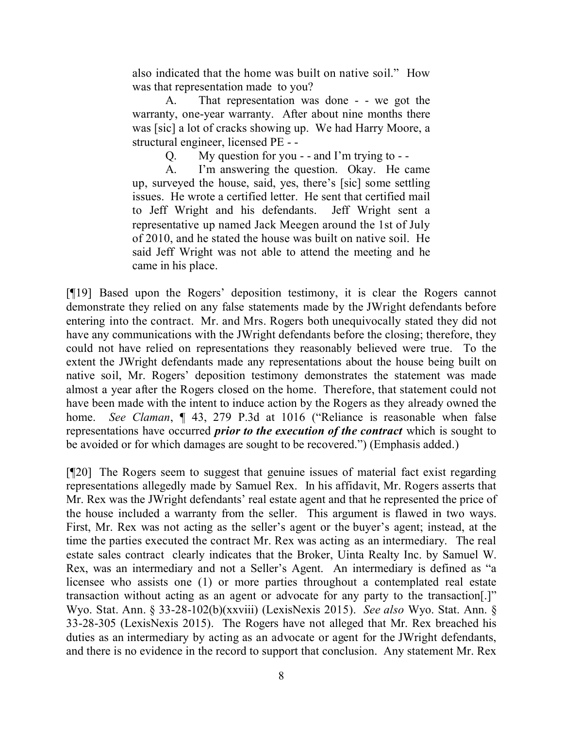> also indicated that the home was built on native soil." How was that representation made to you?
>
> A. That representation was done - - we got the warranty, one-year warranty. After about nine months there was [sic] a lot of cracks showing up. We had Harry Moore, a structural engineer, licensed PE - -
>
> Q. My question for you - - and I'm trying to - -
>
> A. I'm answering the question. Okay. He came up, surveyed the house, said, yes, there's [sic] some settling issues. He wrote a certified letter. He sent that certified mail to Jeff Wright and his defendants. Jeff Wright sent a representative up named Jack Meegen around the 1st of July of 2010, and he stated the house was built on native soil. He said Jeff Wright was not able to attend the meeting and he came in his place.

[¶19] Based upon the Rogers' deposition testimony, it is clear the Rogers cannot demonstrate they relied on any false statements made by the JWright defendants before entering into the contract. Mr. and Mrs. Rogers both unequivocally stated they did not have any communications with the JWright defendants before the closing; therefore, they could not have relied on representations they reasonably believed were true. To the extent the JWright defendants made any representations about the house being built on native soil, Mr. Rogers' deposition testimony demonstrates the statement was made almost a year after the Rogers closed on the home. Therefore, that statement could not have been made with the intent to induce action by the Rogers as they already owned the home. *See Claman*, ¶ 43, 279 P.3d at 1016 ("Reliance is reasonable when false representations have occurred ***prior to the execution of the contract*** which is sought to be avoided or for which damages are sought to be recovered.") (Emphasis added.)

[¶20] The Rogers seem to suggest that genuine issues of material fact exist regarding representations allegedly made by Samuel Rex. In his affidavit, Mr. Rogers asserts that Mr. Rex was the JWright defendants' real estate agent and that he represented the price of the house included a warranty from the seller. This argument is flawed in two ways. First, Mr. Rex was not acting as the seller's agent or the buyer's agent; instead, at the time the parties executed the contract Mr. Rex was acting as an intermediary. The real estate sales contract clearly indicates that the Broker, Uinta Realty Inc. by Samuel W. Rex, was an intermediary and not a Seller's Agent. An intermediary is defined as "a licensee who assists one (1) or more parties throughout a contemplated real estate transaction without acting as an agent or advocate for any party to the transaction[.]" Wyo. Stat. Ann. § 33-28-102(b)(xxviii) (LexisNexis 2015). *See also* Wyo. Stat. Ann. § 33-28-305 (LexisNexis 2015). The Rogers have not alleged that Mr. Rex breached his duties as an intermediary by acting as an advocate or agent for the JWright defendants, and there is no evidence in the record to support that conclusion. Any statement Mr. Rex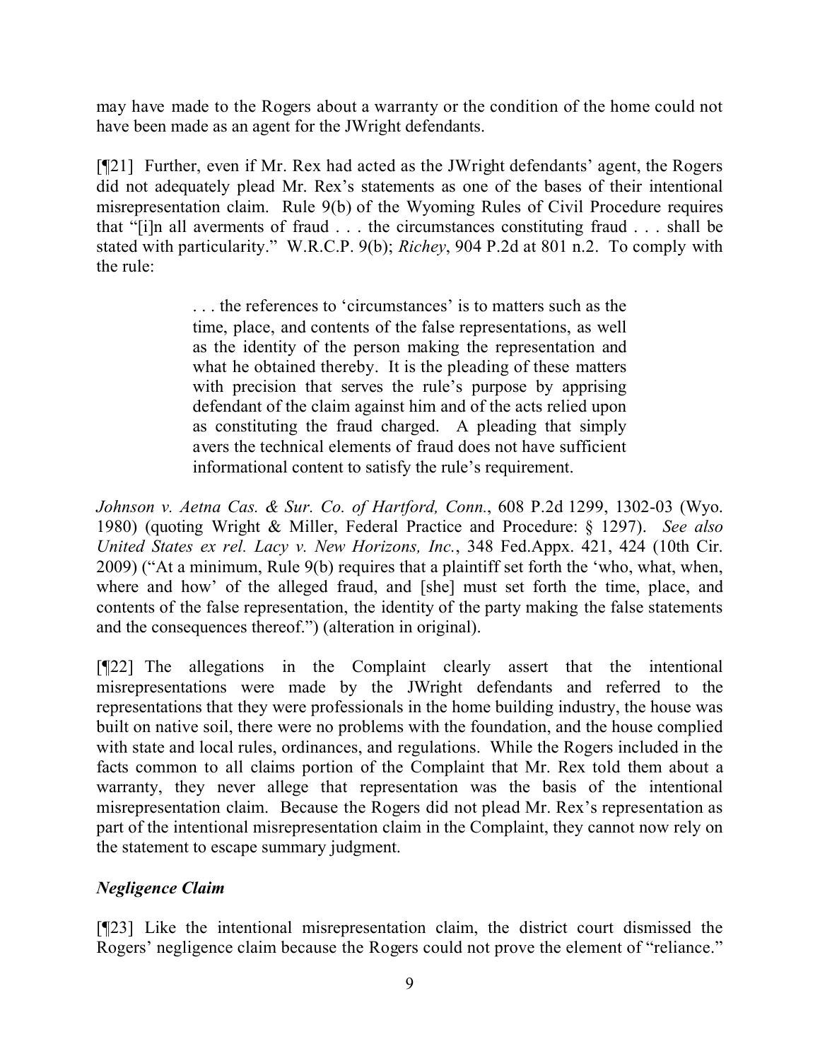may have made to the Rogers about a warranty or the condition of the home could not have been made as an agent for the JWright defendants.

[¶21] Further, even if Mr. Rex had acted as the JWright defendants' agent, the Rogers did not adequately plead Mr. Rex's statements as one of the bases of their intentional misrepresentation claim. Rule 9(b) of the Wyoming Rules of Civil Procedure requires that "[i]n all averments of fraud . . . the circumstances constituting fraud . . . shall be stated with particularity." W.R.C.P. 9(b); *Richey*, 904 P.2d at 801 n.2. To comply with the rule:

> . . . the references to 'circumstances' is to matters such as the time, place, and contents of the false representations, as well as the identity of the person making the representation and what he obtained thereby. It is the pleading of these matters with precision that serves the rule's purpose by apprising defendant of the claim against him and of the acts relied upon as constituting the fraud charged. A pleading that simply avers the technical elements of fraud does not have sufficient informational content to satisfy the rule's requirement.

*Johnson v. Aetna Cas. & Sur. Co. of Hartford, Conn.*, 608 P.2d 1299, 1302-03 (Wyo. 1980) (quoting Wright & Miller, Federal Practice and Procedure: § 1297). *See also United States ex rel. Lacy v. New Horizons, Inc.*, 348 Fed.Appx. 421, 424 (10th Cir. 2009) ("At a minimum, Rule 9(b) requires that a plaintiff set forth the 'who, what, when, where and how' of the alleged fraud, and [she] must set forth the time, place, and contents of the false representation, the identity of the party making the false statements and the consequences thereof.") (alteration in original).

[¶22] The allegations in the Complaint clearly assert that the intentional misrepresentations were made by the JWright defendants and referred to the representations that they were professionals in the home building industry, the house was built on native soil, there were no problems with the foundation, and the house complied with state and local rules, ordinances, and regulations. While the Rogers included in the facts common to all claims portion of the Complaint that Mr. Rex told them about a warranty, they never allege that representation was the basis of the intentional misrepresentation claim. Because the Rogers did not plead Mr. Rex's representation as part of the intentional misrepresentation claim in the Complaint, they cannot now rely on the statement to escape summary judgment.

### *Negligence Claim*

[¶23] Like the intentional misrepresentation claim, the district court dismissed the Rogers' negligence claim because the Rogers could not prove the element of "reliance."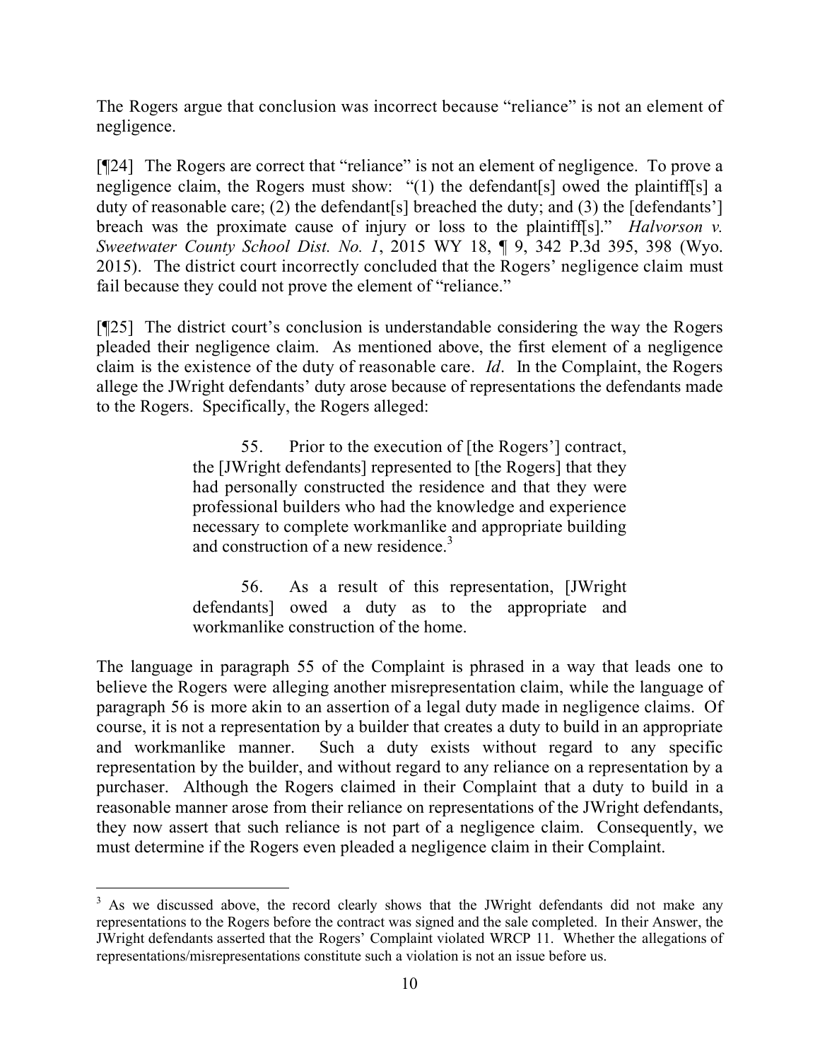The Rogers argue that conclusion was incorrect because "reliance" is not an element of negligence.

[¶24] The Rogers are correct that "reliance" is not an element of negligence. To prove a negligence claim, the Rogers must show: "(1) the defendant[s] owed the plaintiff[s] a duty of reasonable care; (2) the defendant[s] breached the duty; and (3) the [defendants'] breach was the proximate cause of injury or loss to the plaintiff[s]." *Halvorson v. Sweetwater County School Dist. No. 1*, 2015 WY 18, ¶ 9, 342 P.3d 395, 398 (Wyo. 2015). The district court incorrectly concluded that the Rogers' negligence claim must fail because they could not prove the element of "reliance."

[¶25] The district court's conclusion is understandable considering the way the Rogers pleaded their negligence claim. As mentioned above, the first element of a negligence claim is the existence of the duty of reasonable care. *Id*. In the Complaint, the Rogers allege the JWright defendants' duty arose because of representations the defendants made to the Rogers. Specifically, the Rogers alleged:

> 55. Prior to the execution of [the Rogers'] contract, the [JWright defendants] represented to [the Rogers] that they had personally constructed the residence and that they were professional builders who had the knowledge and experience necessary to complete workmanlike and appropriate building and construction of a new residence.[3]
>
> 56. As a result of this representation, [JWright defendants] owed a duty as to the appropriate and workmanlike construction of the home.

The language in paragraph 55 of the Complaint is phrased in a way that leads one to believe the Rogers were alleging another misrepresentation claim, while the language of paragraph 56 is more akin to an assertion of a legal duty made in negligence claims. Of course, it is not a representation by a builder that creates a duty to build in an appropriate and workmanlike manner. Such a duty exists without regard to any specific representation by the builder, and without regard to any reliance on a representation by a purchaser. Although the Rogers claimed in their Complaint that a duty to build in a reasonable manner arose from their reliance on representations of the JWright defendants, they now assert that such reliance is not part of a negligence claim. Consequently, we must determine if the Rogers even pleaded a negligence claim in their Complaint.

---

[3] As we discussed above, the record clearly shows that the JWright defendants did not make any representations to the Rogers before the contract was signed and the sale completed. In their Answer, the JWright defendants asserted that the Rogers' Complaint violated WRCP 11. Whether the allegations of representations/misrepresentations constitute such a violation is not an issue before us.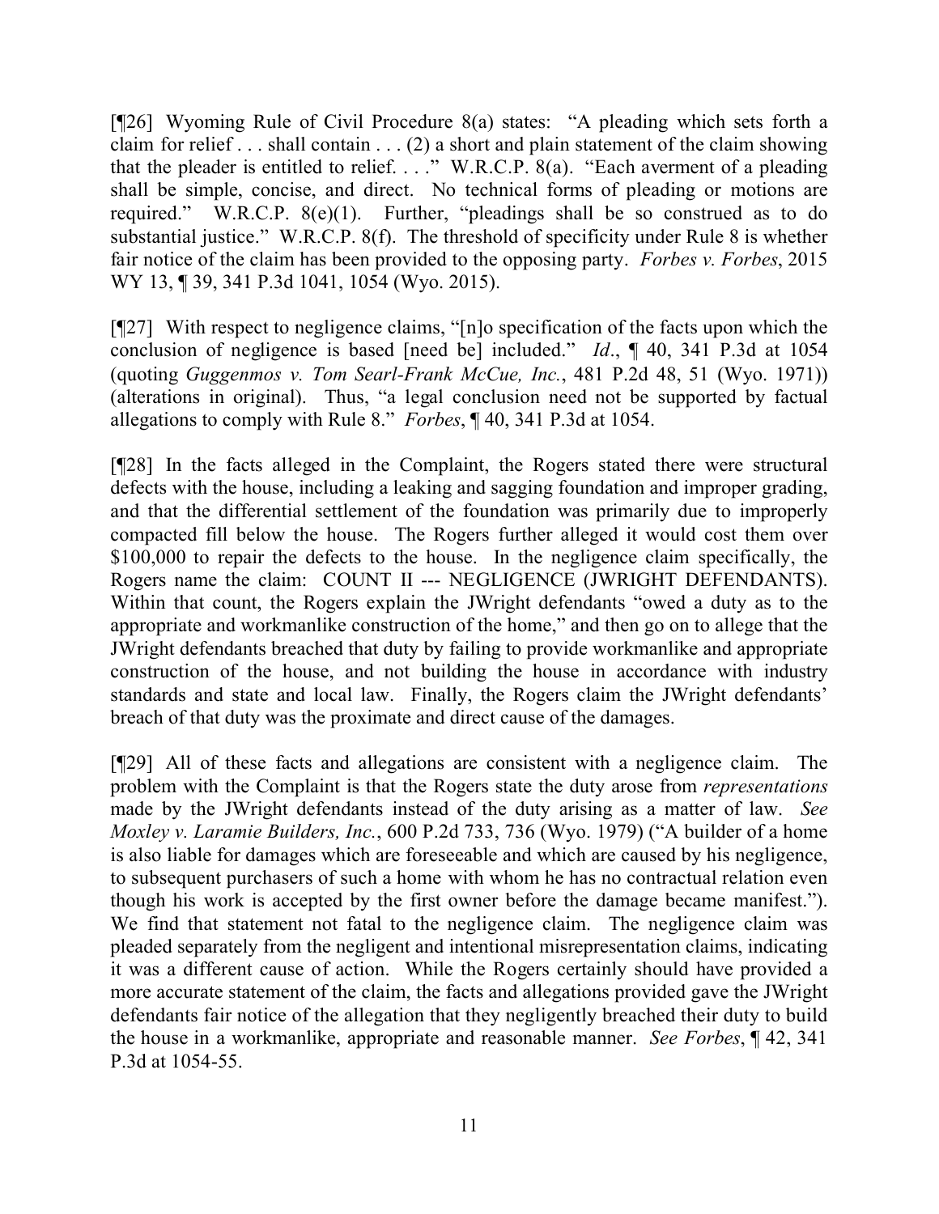[¶26] Wyoming Rule of Civil Procedure 8(a) states: "A pleading which sets forth a claim for relief . . . shall contain . . . (2) a short and plain statement of the claim showing that the pleader is entitled to relief. . . ." W.R.C.P. 8(a). "Each averment of a pleading shall be simple, concise, and direct. No technical forms of pleading or motions are required." W.R.C.P. 8(e)(1). Further, "pleadings shall be so construed as to do substantial justice." W.R.C.P. 8(f). The threshold of specificity under Rule 8 is whether fair notice of the claim has been provided to the opposing party. *Forbes v. Forbes*, 2015 WY 13, ¶ 39, 341 P.3d 1041, 1054 (Wyo. 2015).

[¶27] With respect to negligence claims, "[n]o specification of the facts upon which the conclusion of negligence is based [need be] included." *Id*., ¶ 40, 341 P.3d at 1054 (quoting *Guggenmos v. Tom Searl-Frank McCue, Inc.*, 481 P.2d 48, 51 (Wyo. 1971)) (alterations in original). Thus, "a legal conclusion need not be supported by factual allegations to comply with Rule 8." *Forbes*, ¶ 40, 341 P.3d at 1054.

[¶28] In the facts alleged in the Complaint, the Rogers stated there were structural defects with the house, including a leaking and sagging foundation and improper grading, and that the differential settlement of the foundation was primarily due to improperly compacted fill below the house. The Rogers further alleged it would cost them over $100,000 to repair the defects to the house. In the negligence claim specifically, the Rogers name the claim: COUNT II --- NEGLIGENCE (JWRIGHT DEFENDANTS). Within that count, the Rogers explain the JWright defendants "owed a duty as to the appropriate and workmanlike construction of the home," and then go on to allege that the JWright defendants breached that duty by failing to provide workmanlike and appropriate construction of the house, and not building the house in accordance with industry standards and state and local law. Finally, the Rogers claim the JWright defendants' breach of that duty was the proximate and direct cause of the damages.

[¶29] All of these facts and allegations are consistent with a negligence claim. The problem with the Complaint is that the Rogers state the duty arose from *representations* made by the JWright defendants instead of the duty arising as a matter of law. *See Moxley v. Laramie Builders, Inc.*, 600 P.2d 733, 736 (Wyo. 1979) ("A builder of a home is also liable for damages which are foreseeable and which are caused by his negligence, to subsequent purchasers of such a home with whom he has no contractual relation even though his work is accepted by the first owner before the damage became manifest."). We find that statement not fatal to the negligence claim. The negligence claim was pleaded separately from the negligent and intentional misrepresentation claims, indicating it was a different cause of action. While the Rogers certainly should have provided a more accurate statement of the claim, the facts and allegations provided gave the JWright defendants fair notice of the allegation that they negligently breached their duty to build the house in a workmanlike, appropriate and reasonable manner. *See Forbes*, ¶ 42, 341 P.3d at 1054-55.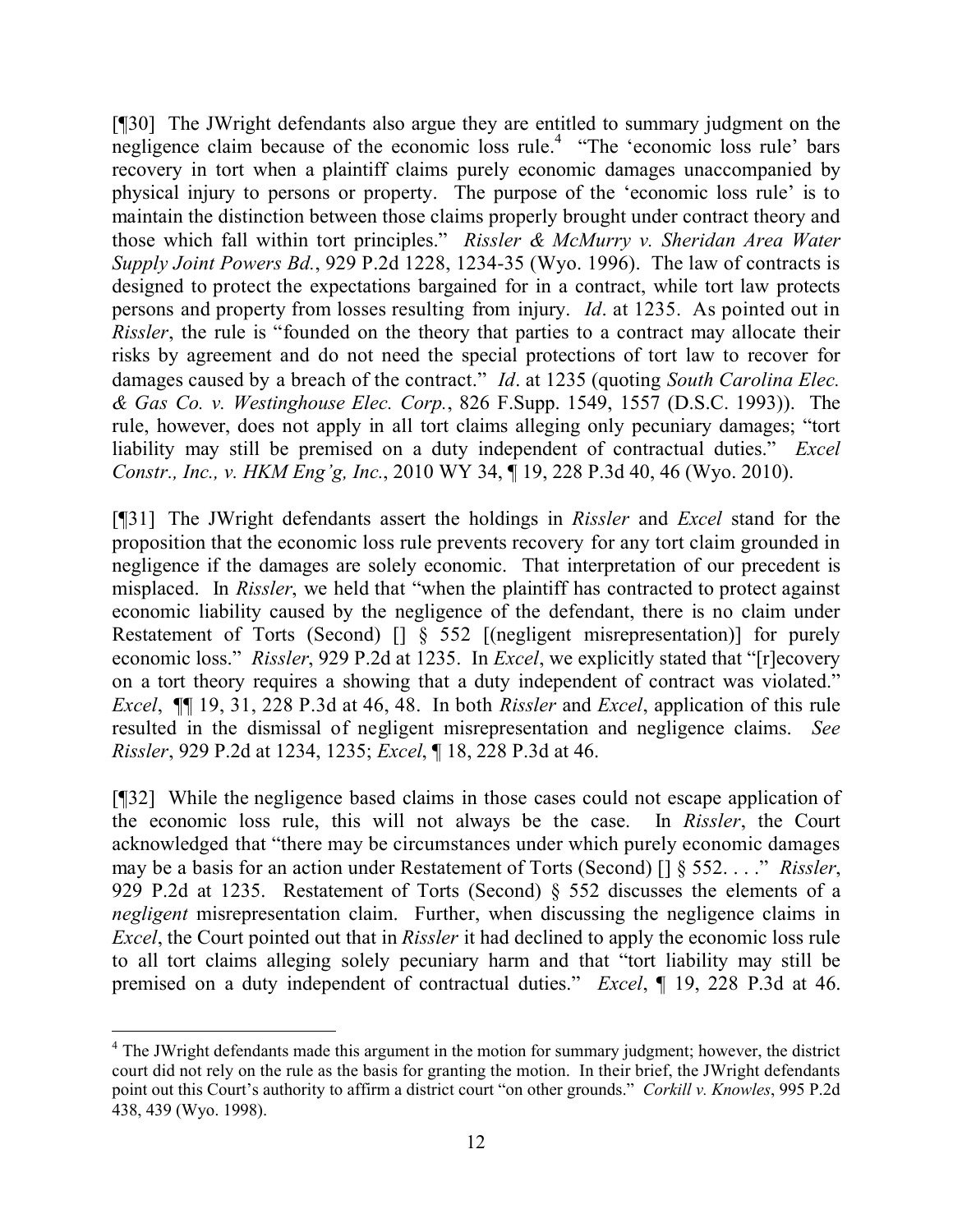[¶30] The JWright defendants also argue they are entitled to summary judgment on the negligence claim because of the economic loss rule.[4] "The 'economic loss rule' bars recovery in tort when a plaintiff claims purely economic damages unaccompanied by physical injury to persons or property. The purpose of the 'economic loss rule' is to maintain the distinction between those claims properly brought under contract theory and those which fall within tort principles." *Rissler & McMurry v. Sheridan Area Water Supply Joint Powers Bd.*, 929 P.2d 1228, 1234-35 (Wyo. 1996). The law of contracts is designed to protect the expectations bargained for in a contract, while tort law protects persons and property from losses resulting from injury. *Id*. at 1235. As pointed out in *Rissler*, the rule is "founded on the theory that parties to a contract may allocate their risks by agreement and do not need the special protections of tort law to recover for damages caused by a breach of the contract." *Id*. at 1235 (quoting *South Carolina Elec. & Gas Co. v. Westinghouse Elec. Corp.*, 826 F.Supp. 1549, 1557 (D.S.C. 1993)). The rule, however, does not apply in all tort claims alleging only pecuniary damages; "tort liability may still be premised on a duty independent of contractual duties." *Excel Constr., Inc., v. HKM Eng'g, Inc.*, 2010 WY 34, ¶ 19, 228 P.3d 40, 46 (Wyo. 2010).

[¶31] The JWright defendants assert the holdings in *Rissler* and *Excel* stand for the proposition that the economic loss rule prevents recovery for any tort claim grounded in negligence if the damages are solely economic. That interpretation of our precedent is misplaced. In *Rissler*, we held that "when the plaintiff has contracted to protect against economic liability caused by the negligence of the defendant, there is no claim under Restatement of Torts (Second) [] § 552 [(negligent misrepresentation)] for purely economic loss." *Rissler*, 929 P.2d at 1235. In *Excel*, we explicitly stated that "[r]ecovery on a tort theory requires a showing that a duty independent of contract was violated." *Excel*, ¶¶ 19, 31, 228 P.3d at 46, 48. In both *Rissler* and *Excel*, application of this rule resulted in the dismissal of negligent misrepresentation and negligence claims. *See Rissler*, 929 P.2d at 1234, 1235; *Excel*, ¶ 18, 228 P.3d at 46.

[¶32] While the negligence based claims in those cases could not escape application of the economic loss rule, this will not always be the case. In *Rissler*, the Court acknowledged that "there may be circumstances under which purely economic damages may be a basis for an action under Restatement of Torts (Second) [] § 552. . . ." *Rissler*, 929 P.2d at 1235. Restatement of Torts (Second) § 552 discusses the elements of a *negligent* misrepresentation claim. Further, when discussing the negligence claims in *Excel*, the Court pointed out that in *Rissler* it had declined to apply the economic loss rule to all tort claims alleging solely pecuniary harm and that "tort liability may still be premised on a duty independent of contractual duties." *Excel*, ¶ 19, 228 P.3d at 46.

---

[4] The JWright defendants made this argument in the motion for summary judgment; however, the district court did not rely on the rule as the basis for granting the motion. In their brief, the JWright defendants point out this Court's authority to affirm a district court "on other grounds." *Corkill v. Knowles*, 995 P.2d 438, 439 (Wyo. 1998).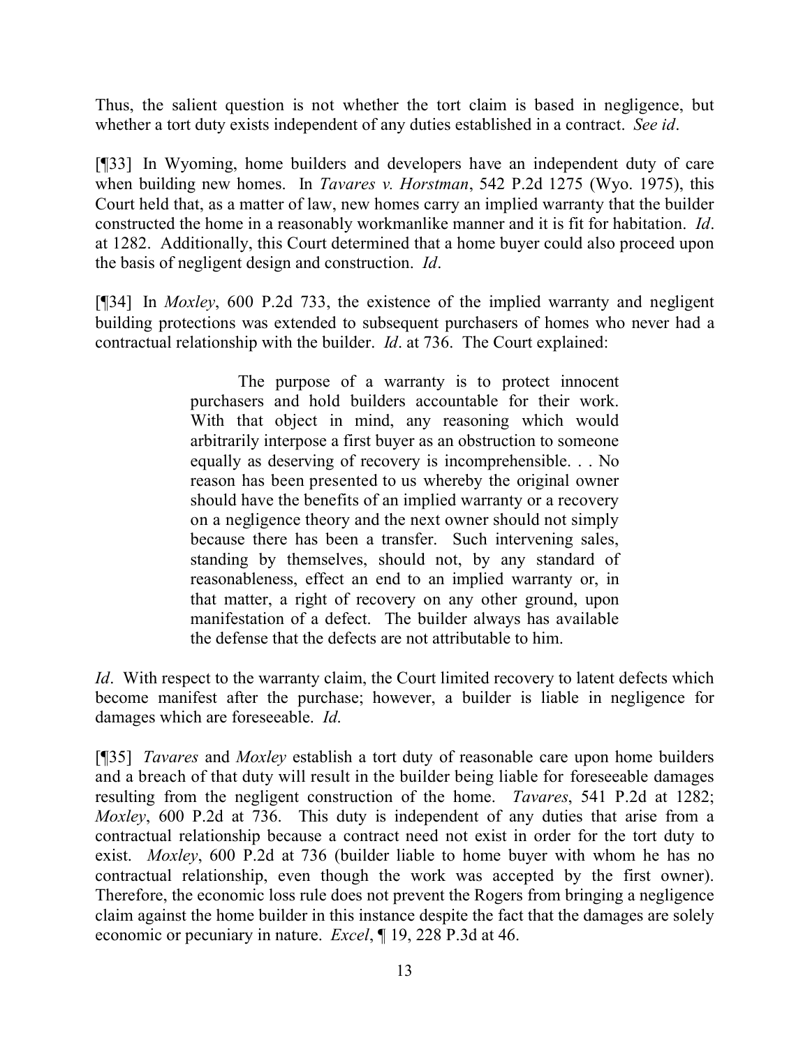Thus, the salient question is not whether the tort claim is based in negligence, but whether a tort duty exists independent of any duties established in a contract. *See id*.

[¶33] In Wyoming, home builders and developers have an independent duty of care when building new homes. In *Tavares v. Horstman*, 542 P.2d 1275 (Wyo. 1975), this Court held that, as a matter of law, new homes carry an implied warranty that the builder constructed the home in a reasonably workmanlike manner and it is fit for habitation. *Id*. at 1282. Additionally, this Court determined that a home buyer could also proceed upon the basis of negligent design and construction. *Id*.

[¶34] In *Moxley*, 600 P.2d 733, the existence of the implied warranty and negligent building protections was extended to subsequent purchasers of homes who never had a contractual relationship with the builder. *Id*. at 736. The Court explained:

> The purpose of a warranty is to protect innocent purchasers and hold builders accountable for their work. With that object in mind, any reasoning which would arbitrarily interpose a first buyer as an obstruction to someone equally as deserving of recovery is incomprehensible. . . No reason has been presented to us whereby the original owner should have the benefits of an implied warranty or a recovery on a negligence theory and the next owner should not simply because there has been a transfer. Such intervening sales, standing by themselves, should not, by any standard of reasonableness, effect an end to an implied warranty or, in that matter, a right of recovery on any other ground, upon manifestation of a defect. The builder always has available the defense that the defects are not attributable to him.

*Id*. With respect to the warranty claim, the Court limited recovery to latent defects which become manifest after the purchase; however, a builder is liable in negligence for damages which are foreseeable. *Id*.

[¶35] *Tavares* and *Moxley* establish a tort duty of reasonable care upon home builders and a breach of that duty will result in the builder being liable for foreseeable damages resulting from the negligent construction of the home. *Tavares*, 541 P.2d at 1282; *Moxley*, 600 P.2d at 736. This duty is independent of any duties that arise from a contractual relationship because a contract need not exist in order for the tort duty to exist. *Moxley*, 600 P.2d at 736 (builder liable to home buyer with whom he has no contractual relationship, even though the work was accepted by the first owner). Therefore, the economic loss rule does not prevent the Rogers from bringing a negligence claim against the home builder in this instance despite the fact that the damages are solely economic or pecuniary in nature. *Excel*, ¶ 19, 228 P.3d at 46.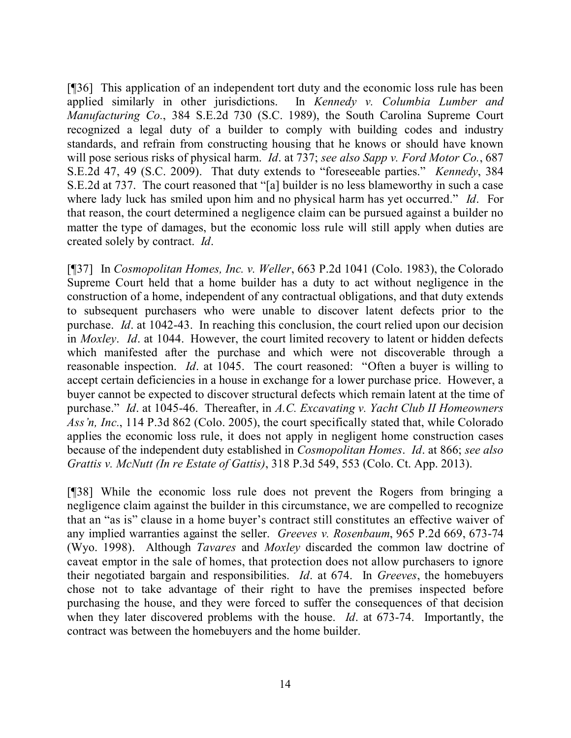[¶36] This application of an independent tort duty and the economic loss rule has been applied similarly in other jurisdictions. In *Kennedy v. Columbia Lumber and Manufacturing Co.*, 384 S.E.2d 730 (S.C. 1989), the South Carolina Supreme Court recognized a legal duty of a builder to comply with building codes and industry standards, and refrain from constructing housing that he knows or should have known will pose serious risks of physical harm. *Id*. at 737; *see also Sapp v. Ford Motor Co.*, 687 S.E.2d 47, 49 (S.C. 2009). That duty extends to "foreseeable parties." *Kennedy*, 384 S.E.2d at 737. The court reasoned that "[a] builder is no less blameworthy in such a case where lady luck has smiled upon him and no physical harm has yet occurred." *Id*. For that reason, the court determined a negligence claim can be pursued against a builder no matter the type of damages, but the economic loss rule will still apply when duties are created solely by contract. *Id*.

[¶37] In *Cosmopolitan Homes, Inc. v. Weller*, 663 P.2d 1041 (Colo. 1983), the Colorado Supreme Court held that a home builder has a duty to act without negligence in the construction of a home, independent of any contractual obligations, and that duty extends to subsequent purchasers who were unable to discover latent defects prior to the purchase. *Id*. at 1042-43. In reaching this conclusion, the court relied upon our decision in *Moxley*. *Id*. at 1044. However, the court limited recovery to latent or hidden defects which manifested after the purchase and which were not discoverable through a reasonable inspection. *Id*. at 1045. The court reasoned: "Often a buyer is willing to accept certain deficiencies in a house in exchange for a lower purchase price. However, a buyer cannot be expected to discover structural defects which remain latent at the time of purchase." *Id*. at 1045-46. Thereafter, in *A.C. Excavating v. Yacht Club II Homeowners Ass'n, Inc.*, 114 P.3d 862 (Colo. 2005), the court specifically stated that, while Colorado applies the economic loss rule, it does not apply in negligent home construction cases because of the independent duty established in *Cosmopolitan Homes*. *Id*. at 866; *see also Grattis v. McNutt (In re Estate of Gattis)*, 318 P.3d 549, 553 (Colo. Ct. App. 2013).

[¶38] While the economic loss rule does not prevent the Rogers from bringing a negligence claim against the builder in this circumstance, we are compelled to recognize that an "as is" clause in a home buyer's contract still constitutes an effective waiver of any implied warranties against the seller. *Greeves v. Rosenbaum*, 965 P.2d 669, 673-74 (Wyo. 1998). Although *Tavares* and *Moxley* discarded the common law doctrine of caveat emptor in the sale of homes, that protection does not allow purchasers to ignore their negotiated bargain and responsibilities. *Id*. at 674. In *Greeves*, the homebuyers chose not to take advantage of their right to have the premises inspected before purchasing the house, and they were forced to suffer the consequences of that decision when they later discovered problems with the house. *Id*. at 673-74. Importantly, the contract was between the homebuyers and the home builder.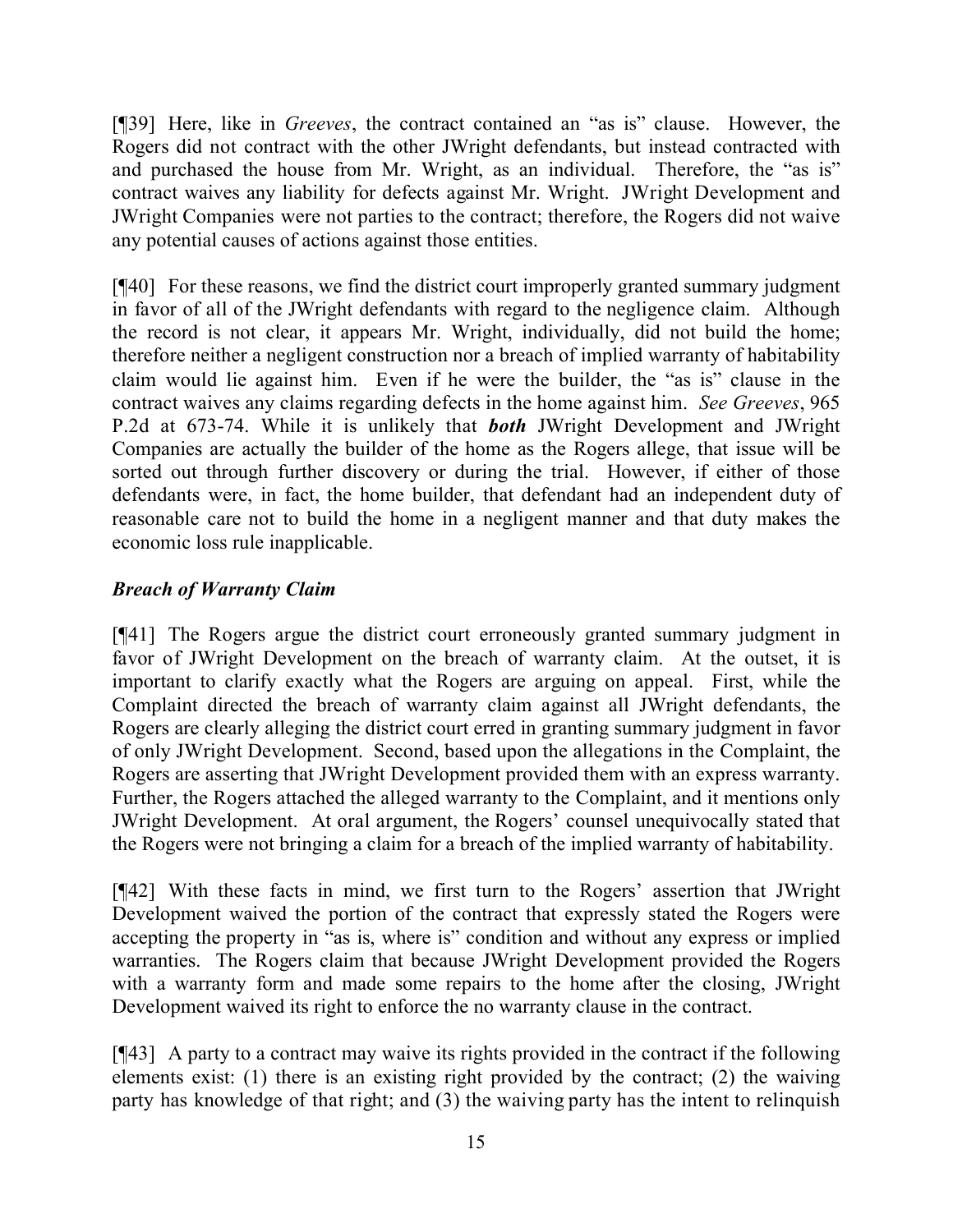[¶39] Here, like in *Greeves*, the contract contained an "as is" clause. However, the Rogers did not contract with the other JWright defendants, but instead contracted with and purchased the house from Mr. Wright, as an individual. Therefore, the "as is" contract waives any liability for defects against Mr. Wright. JWright Development and JWright Companies were not parties to the contract; therefore, the Rogers did not waive any potential causes of actions against those entities.

[¶40] For these reasons, we find the district court improperly granted summary judgment in favor of all of the JWright defendants with regard to the negligence claim. Although the record is not clear, it appears Mr. Wright, individually, did not build the home; therefore neither a negligent construction nor a breach of implied warranty of habitability claim would lie against him. Even if he were the builder, the "as is" clause in the contract waives any claims regarding defects in the home against him. *See Greeves*, 965 P.2d at 673-74. While it is unlikely that ***both*** JWright Development and JWright Companies are actually the builder of the home as the Rogers allege, that issue will be sorted out through further discovery or during the trial. However, if either of those defendants were, in fact, the home builder, that defendant had an independent duty of reasonable care not to build the home in a negligent manner and that duty makes the economic loss rule inapplicable.

### *Breach of Warranty Claim*

[¶41] The Rogers argue the district court erroneously granted summary judgment in favor of JWright Development on the breach of warranty claim. At the outset, it is important to clarify exactly what the Rogers are arguing on appeal. First, while the Complaint directed the breach of warranty claim against all JWright defendants, the Rogers are clearly alleging the district court erred in granting summary judgment in favor of only JWright Development. Second, based upon the allegations in the Complaint, the Rogers are asserting that JWright Development provided them with an express warranty. Further, the Rogers attached the alleged warranty to the Complaint, and it mentions only JWright Development. At oral argument, the Rogers' counsel unequivocally stated that the Rogers were not bringing a claim for a breach of the implied warranty of habitability.

[¶42] With these facts in mind, we first turn to the Rogers' assertion that JWright Development waived the portion of the contract that expressly stated the Rogers were accepting the property in "as is, where is" condition and without any express or implied warranties. The Rogers claim that because JWright Development provided the Rogers with a warranty form and made some repairs to the home after the closing, JWright Development waived its right to enforce the no warranty clause in the contract.

[¶43] A party to a contract may waive its rights provided in the contract if the following elements exist: (1) there is an existing right provided by the contract; (2) the waiving party has knowledge of that right; and (3) the waiving party has the intent to relinquish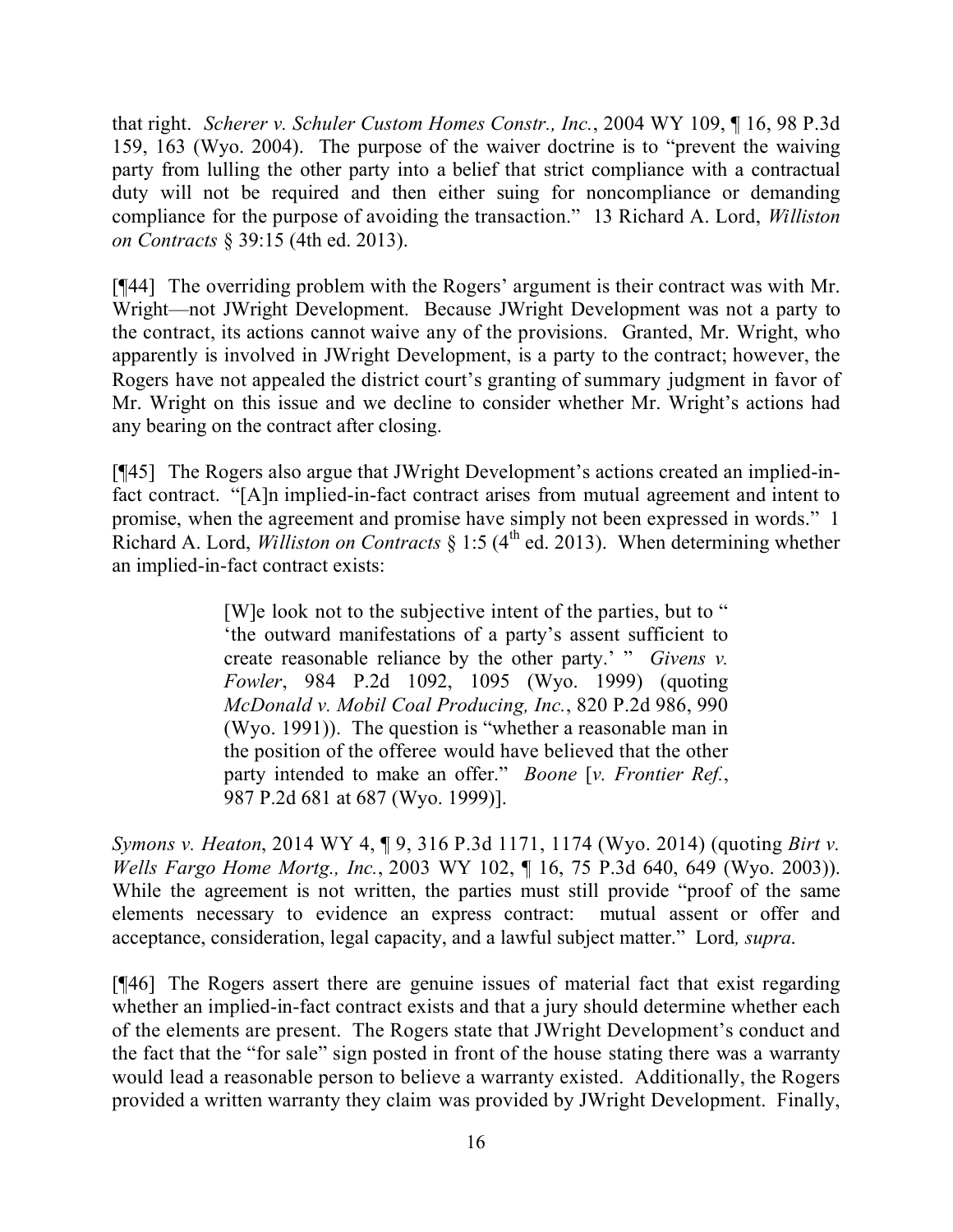that right. *Scherer v. Schuler Custom Homes Constr., Inc.*, 2004 WY 109, ¶ 16, 98 P.3d 159, 163 (Wyo. 2004). The purpose of the waiver doctrine is to "prevent the waiving party from lulling the other party into a belief that strict compliance with a contractual duty will not be required and then either suing for noncompliance or demanding compliance for the purpose of avoiding the transaction." 13 Richard A. Lord, *Williston on Contracts* § 39:15 (4th ed. 2013).

[¶44] The overriding problem with the Rogers' argument is their contract was with Mr. Wright—not JWright Development. Because JWright Development was not a party to the contract, its actions cannot waive any of the provisions. Granted, Mr. Wright, who apparently is involved in JWright Development, is a party to the contract; however, the Rogers have not appealed the district court's granting of summary judgment in favor of Mr. Wright on this issue and we decline to consider whether Mr. Wright's actions had any bearing on the contract after closing.

[¶45] The Rogers also argue that JWright Development's actions created an implied-in-fact contract. "[A]n implied-in-fact contract arises from mutual agreement and intent to promise, when the agreement and promise have simply not been expressed in words." 1 Richard A. Lord, *Williston on Contracts* § 1:5 (4th ed. 2013). When determining whether an implied-in-fact contract exists:

> [W]e look not to the subjective intent of the parties, but to " 'the outward manifestations of a party's assent sufficient to create reasonable reliance by the other party.' " *Givens v. Fowler*, 984 P.2d 1092, 1095 (Wyo. 1999) (quoting *McDonald v. Mobil Coal Producing, Inc.*, 820 P.2d 986, 990 (Wyo. 1991)). The question is "whether a reasonable man in the position of the offeree would have believed that the other party intended to make an offer." *Boone* [*v. Frontier Ref.*, 987 P.2d 681 at 687 (Wyo. 1999)].

*Symons v. Heaton*, 2014 WY 4, ¶ 9, 316 P.3d 1171, 1174 (Wyo. 2014) (quoting *Birt v. Wells Fargo Home Mortg., Inc.*, 2003 WY 102, ¶ 16, 75 P.3d 640, 649 (Wyo. 2003)). While the agreement is not written, the parties must still provide "proof of the same elements necessary to evidence an express contract: mutual assent or offer and acceptance, consideration, legal capacity, and a lawful subject matter." Lord*, supra*.

[¶46] The Rogers assert there are genuine issues of material fact that exist regarding whether an implied-in-fact contract exists and that a jury should determine whether each of the elements are present. The Rogers state that JWright Development's conduct and the fact that the "for sale" sign posted in front of the house stating there was a warranty would lead a reasonable person to believe a warranty existed. Additionally, the Rogers provided a written warranty they claim was provided by JWright Development. Finally,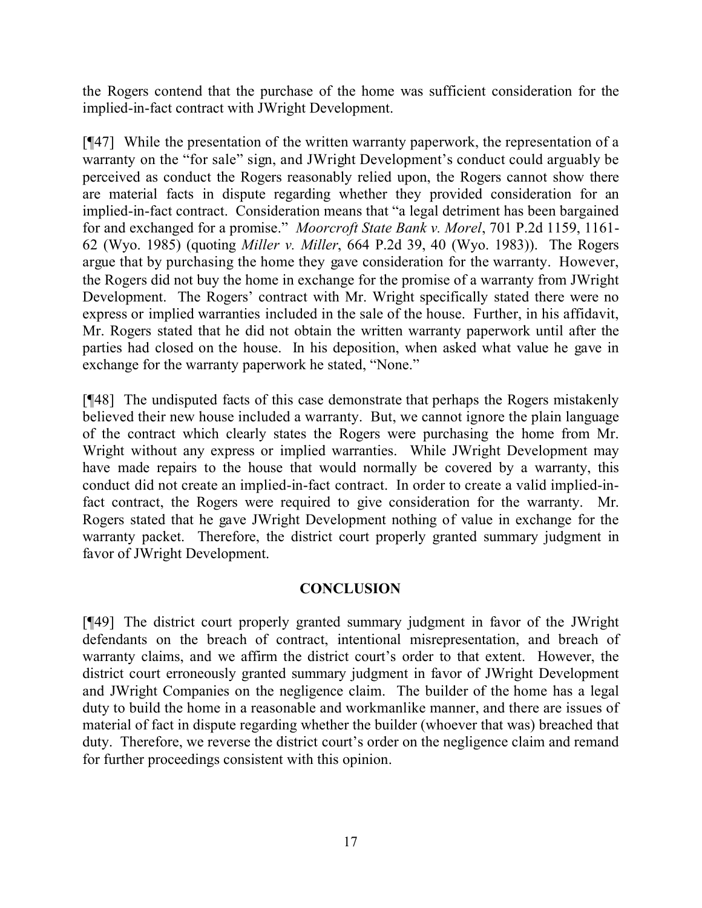the Rogers contend that the purchase of the home was sufficient consideration for the implied-in-fact contract with JWright Development.

[¶47] While the presentation of the written warranty paperwork, the representation of a warranty on the "for sale" sign, and JWright Development's conduct could arguably be perceived as conduct the Rogers reasonably relied upon, the Rogers cannot show there are material facts in dispute regarding whether they provided consideration for an implied-in-fact contract. Consideration means that "a legal detriment has been bargained for and exchanged for a promise." *Moorcroft State Bank v. Morel*, 701 P.2d 1159, 1161-62 (Wyo. 1985) (quoting *Miller v. Miller*, 664 P.2d 39, 40 (Wyo. 1983)). The Rogers argue that by purchasing the home they gave consideration for the warranty. However, the Rogers did not buy the home in exchange for the promise of a warranty from JWright Development. The Rogers' contract with Mr. Wright specifically stated there were no express or implied warranties included in the sale of the house. Further, in his affidavit, Mr. Rogers stated that he did not obtain the written warranty paperwork until after the parties had closed on the house. In his deposition, when asked what value he gave in exchange for the warranty paperwork he stated, "None."

[¶48] The undisputed facts of this case demonstrate that perhaps the Rogers mistakenly believed their new house included a warranty. But, we cannot ignore the plain language of the contract which clearly states the Rogers were purchasing the home from Mr. Wright without any express or implied warranties. While JWright Development may have made repairs to the house that would normally be covered by a warranty, this conduct did not create an implied-in-fact contract. In order to create a valid implied-in-fact contract, the Rogers were required to give consideration for the warranty. Mr. Rogers stated that he gave JWright Development nothing of value in exchange for the warranty packet. Therefore, the district court properly granted summary judgment in favor of JWright Development.

## CONCLUSION

[¶49] The district court properly granted summary judgment in favor of the JWright defendants on the breach of contract, intentional misrepresentation, and breach of warranty claims, and we affirm the district court's order to that extent. However, the district court erroneously granted summary judgment in favor of JWright Development and JWright Companies on the negligence claim. The builder of the home has a legal duty to build the home in a reasonable and workmanlike manner, and there are issues of material of fact in dispute regarding whether the builder (whoever that was) breached that duty. Therefore, we reverse the district court's order on the negligence claim and remand for further proceedings consistent with this opinion.